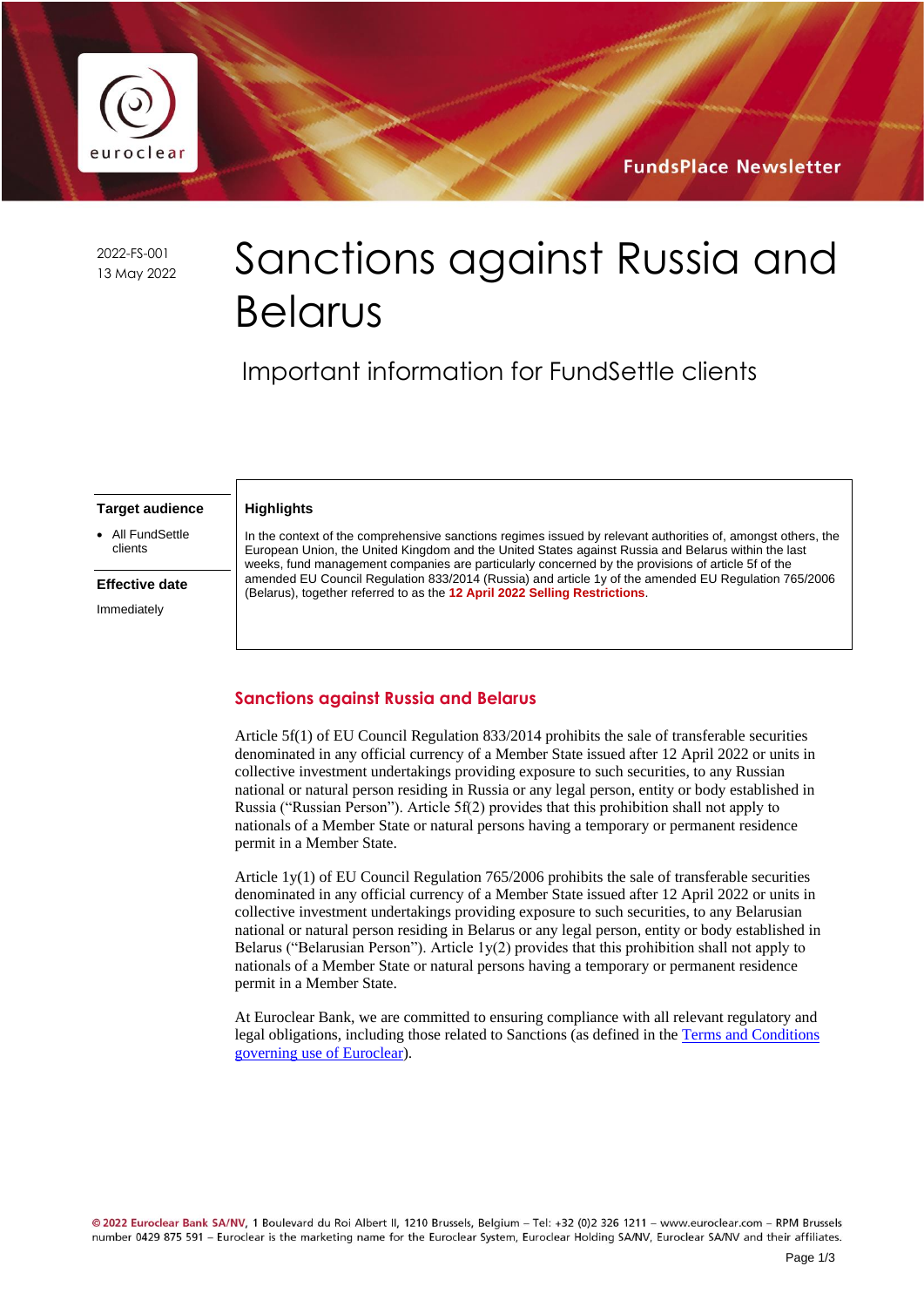FundsPlace Newsletter

2022-FS-001
13 May 2022

# Sanctions against Russia and Belarus

## Important information for FundSettle clients

**Target audience**

- All FundSettle clients

**Effective date**

Immediately

**Highlights**

In the context of the comprehensive sanctions regimes issued by relevant authorities of, amongst others, the European Union, the United Kingdom and the United States against Russia and Belarus within the last weeks, fund management companies are particularly concerned by the provisions of article 5f of the amended EU Council Regulation 833/2014 (Russia) and article 1y of the amended EU Regulation 765/2006 (Belarus), together referred to as the **12 April 2022 Selling Restrictions**.

## Sanctions against Russia and Belarus

Article 5f(1) of EU Council Regulation 833/2014 prohibits the sale of transferable securities denominated in any official currency of a Member State issued after 12 April 2022 or units in collective investment undertakings providing exposure to such securities, to any Russian national or natural person residing in Russia or any legal person, entity or body established in Russia ("Russian Person"). Article 5f(2) provides that this prohibition shall not apply to nationals of a Member State or natural persons having a temporary or permanent residence permit in a Member State.

Article 1y(1) of EU Council Regulation 765/2006 prohibits the sale of transferable securities denominated in any official currency of a Member State issued after 12 April 2022 or units in collective investment undertakings providing exposure to such securities, to any Belarusian national or natural person residing in Belarus or any legal person, entity or body established in Belarus ("Belarusian Person"). Article 1y(2) provides that this prohibition shall not apply to nationals of a Member State or natural persons having a temporary or permanent residence permit in a Member State.

At Euroclear Bank, we are committed to ensuring compliance with all relevant regulatory and legal obligations, including those related to Sanctions (as defined in the Terms and Conditions governing use of Euroclear).

© 2022 Euroclear Bank SA/NV, 1 Boulevard du Roi Albert II, 1210 Brussels, Belgium – Tel: +32 (0)2 326 1211 – www.euroclear.com – RPM Brussels number 0429 875 591 – Euroclear is the marketing name for the Euroclear System, Euroclear Holding SA/NV, Euroclear SA/NV and their affiliates.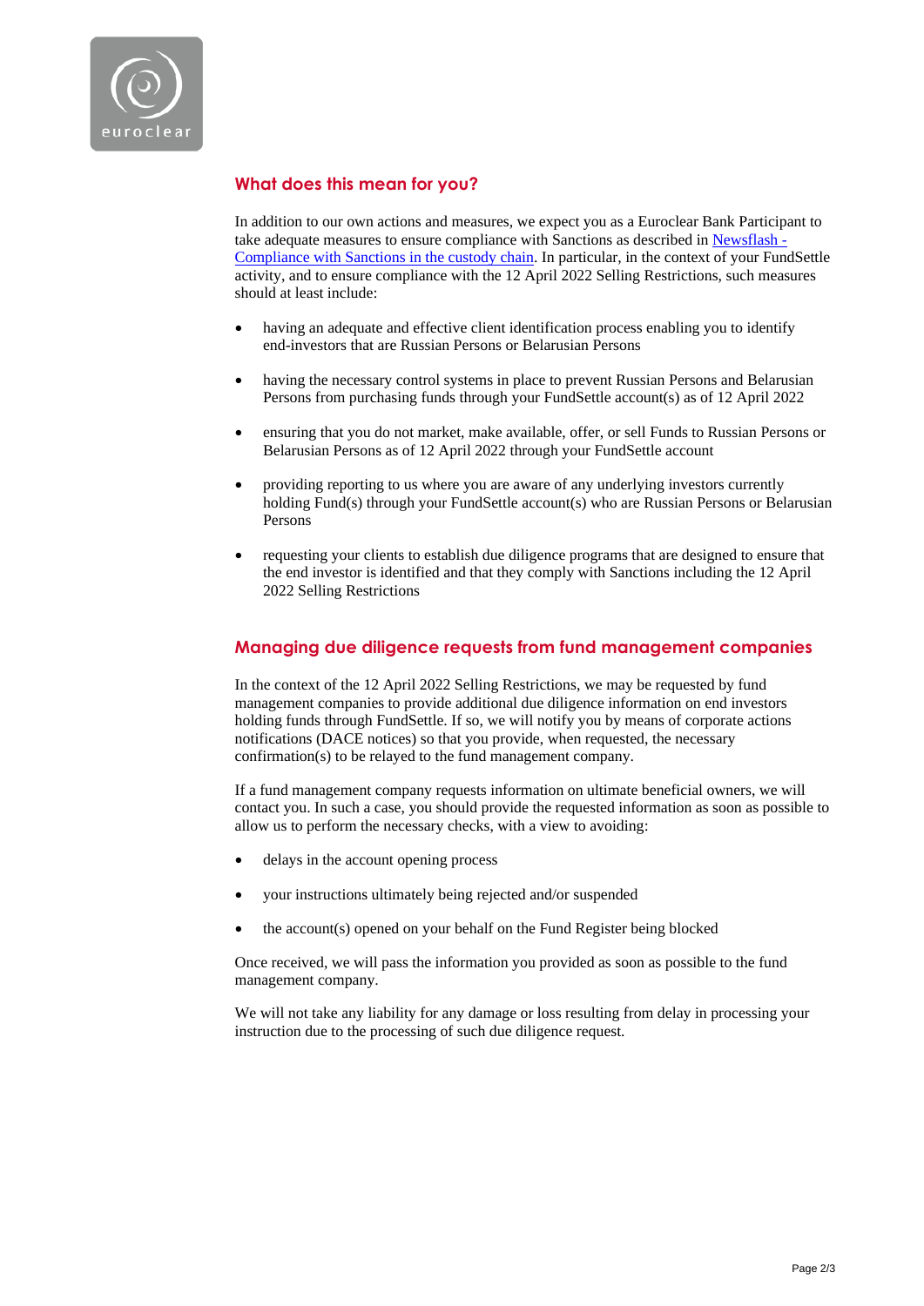## What does this mean for you?

In addition to our own actions and measures, we expect you as a Euroclear Bank Participant to take adequate measures to ensure compliance with Sanctions as described in [Newsflash - Compliance with Sanctions in the custody chain](). In particular, in the context of your FundSettle activity, and to ensure compliance with the 12 April 2022 Selling Restrictions, such measures should at least include:

- having an adequate and effective client identification process enabling you to identify end-investors that are Russian Persons or Belarusian Persons
- having the necessary control systems in place to prevent Russian Persons and Belarusian Persons from purchasing funds through your FundSettle account(s) as of 12 April 2022
- ensuring that you do not market, make available, offer, or sell Funds to Russian Persons or Belarusian Persons as of 12 April 2022 through your FundSettle account
- providing reporting to us where you are aware of any underlying investors currently holding Fund(s) through your FundSettle account(s) who are Russian Persons or Belarusian Persons
- requesting your clients to establish due diligence programs that are designed to ensure that the end investor is identified and that they comply with Sanctions including the 12 April 2022 Selling Restrictions

## Managing due diligence requests from fund management companies

In the context of the 12 April 2022 Selling Restrictions, we may be requested by fund management companies to provide additional due diligence information on end investors holding funds through FundSettle. If so, we will notify you by means of corporate actions notifications (DACE notices) so that you provide, when requested, the necessary confirmation(s) to be relayed to the fund management company.

If a fund management company requests information on ultimate beneficial owners, we will contact you. In such a case, you should provide the requested information as soon as possible to allow us to perform the necessary checks, with a view to avoiding:

- delays in the account opening process
- your instructions ultimately being rejected and/or suspended
- the account(s) opened on your behalf on the Fund Register being blocked

Once received, we will pass the information you provided as soon as possible to the fund management company.

We will not take any liability for any damage or loss resulting from delay in processing your instruction due to the processing of such due diligence request.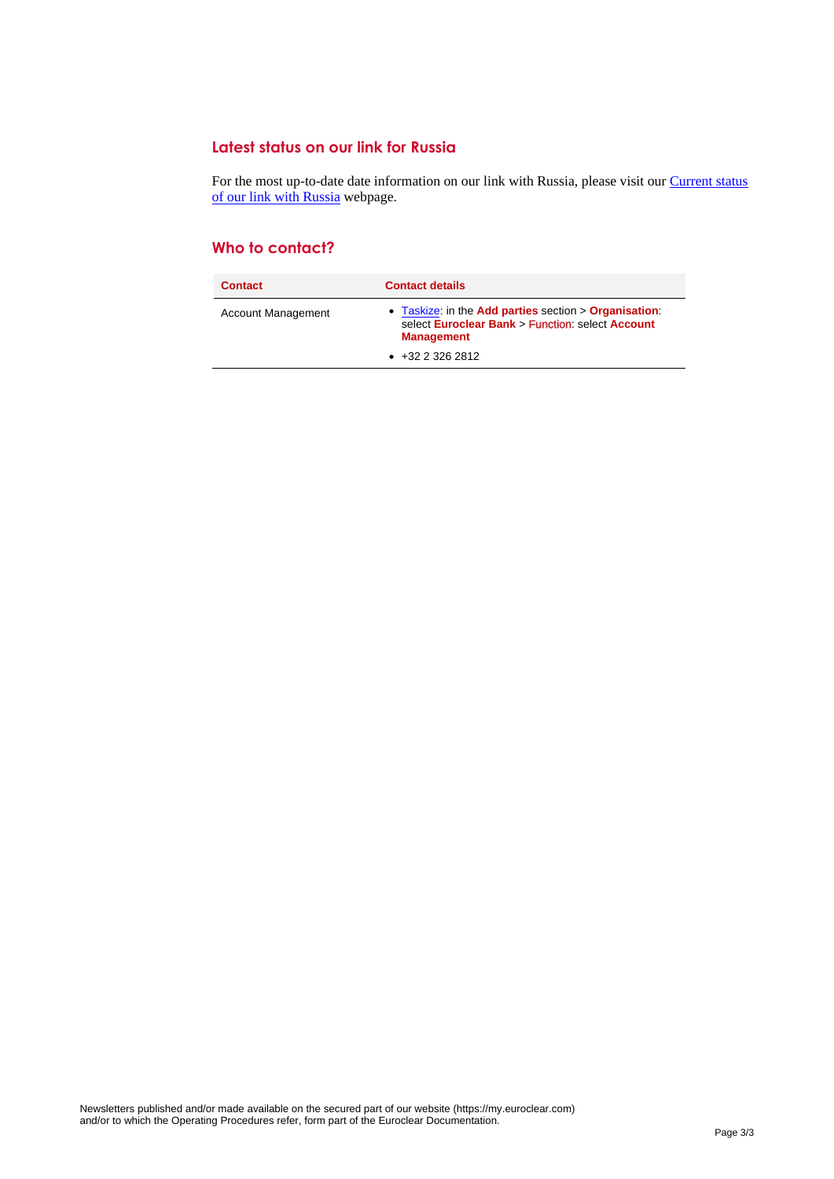## Latest status on our link for Russia

For the most up-to-date date information on our link with Russia, please visit our Current status of our link with Russia webpage.

## Who to contact?

| Contact | Contact details |
|---|---|
| Account Management | • Taskize: in the **Add parties** section > **Organisation**: select **Euroclear Bank** > Function: select **Account Management**<br>• +32 2 326 2812 |

Newsletters published and/or made available on the secured part of our website (https://my.euroclear.com) and/or to which the Operating Procedures refer, form part of the Euroclear Documentation.